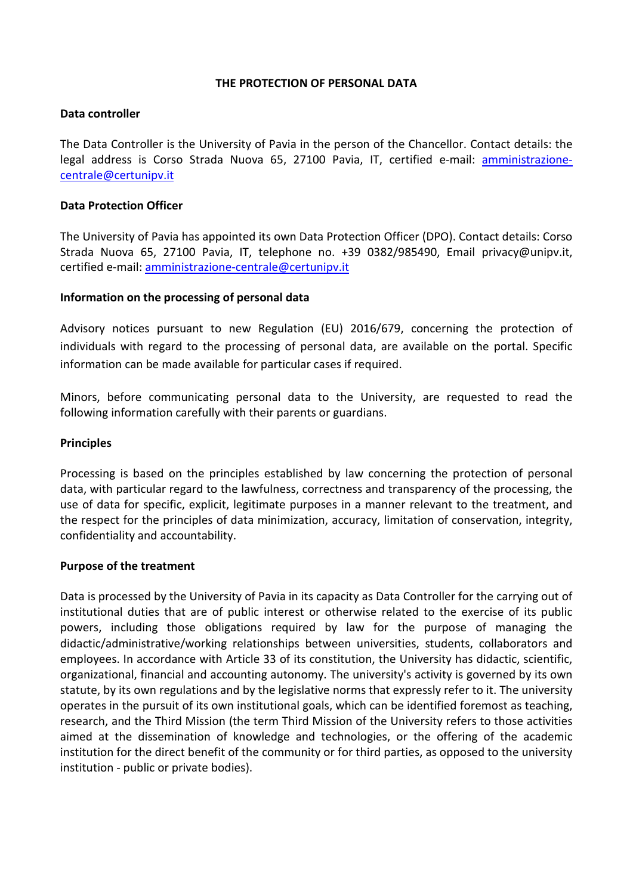# THE PROTECTION OF PERSONAL DATA

## Data controller

The Data Controller is the University of Pavia in the person of the Chancellor. Contact details: the legal address is Corso Strada Nuova 65, 27100 Pavia, IT, certified e-mail: [amministrazione-centrale@certunipv.it](mailto:amministrazione-centrale@certunipv.it)

## Data Protection Officer

The University of Pavia has appointed its own Data Protection Officer (DPO). Contact details: Corso Strada Nuova 65, 27100 Pavia, IT, telephone no. +39 0382/985490, Email privacy@unipv.it, certified e-mail: [amministrazione-centrale@certunipv.it](mailto:amministrazione-centrale@certunipv.it)

## Information on the processing of personal data

Advisory notices pursuant to new Regulation (EU) 2016/679, concerning the protection of individuals with regard to the processing of personal data, are available on the portal. Specific information can be made available for particular cases if required.

Minors, before communicating personal data to the University, are requested to read the following information carefully with their parents or guardians.

## Principles

Processing is based on the principles established by law concerning the protection of personal data, with particular regard to the lawfulness, correctness and transparency of the processing, the use of data for specific, explicit, legitimate purposes in a manner relevant to the treatment, and the respect for the principles of data minimization, accuracy, limitation of conservation, integrity, confidentiality and accountability.

## Purpose of the treatment

Data is processed by the University of Pavia in its capacity as Data Controller for the carrying out of institutional duties that are of public interest or otherwise related to the exercise of its public powers, including those obligations required by law for the purpose of managing the didactic/administrative/working relationships between universities, students, collaborators and employees. In accordance with Article 33 of its constitution, the University has didactic, scientific, organizational, financial and accounting autonomy. The university's activity is governed by its own statute, by its own regulations and by the legislative norms that expressly refer to it. The university operates in the pursuit of its own institutional goals, which can be identified foremost as teaching, research, and the Third Mission (the term Third Mission of the University refers to those activities aimed at the dissemination of knowledge and technologies, or the offering of the academic institution for the direct benefit of the community or for third parties, as opposed to the university institution - public or private bodies).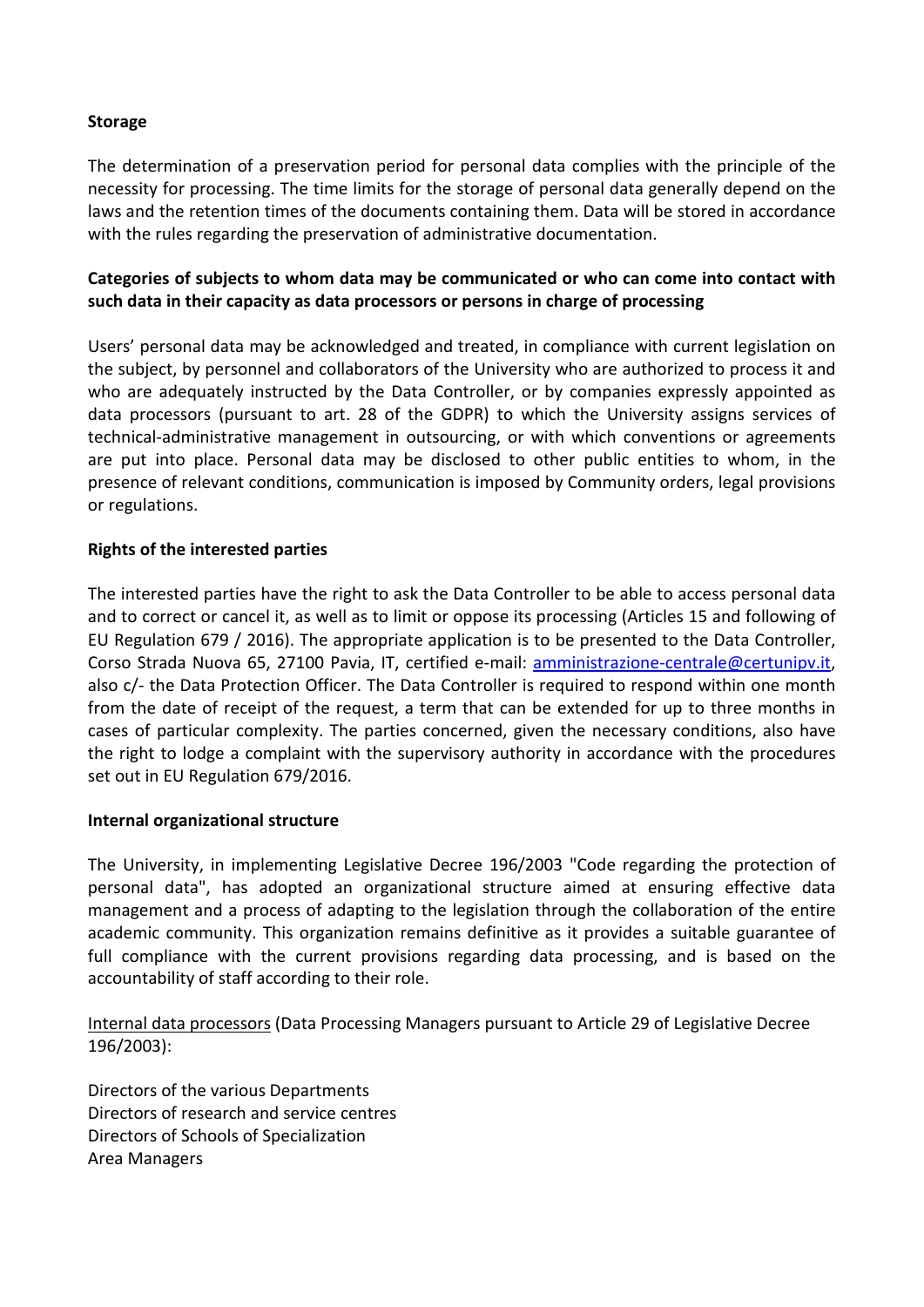**Storage**

The determination of a preservation period for personal data complies with the principle of the necessity for processing. The time limits for the storage of personal data generally depend on the laws and the retention times of the documents containing them. Data will be stored in accordance with the rules regarding the preservation of administrative documentation.

**Categories of subjects to whom data may be communicated or who can come into contact with such data in their capacity as data processors or persons in charge of processing**

Users' personal data may be acknowledged and treated, in compliance with current legislation on the subject, by personnel and collaborators of the University who are authorized to process it and who are adequately instructed by the Data Controller, or by companies expressly appointed as data processors (pursuant to art. 28 of the GDPR) to which the University assigns services of technical-administrative management in outsourcing, or with which conventions or agreements are put into place. Personal data may be disclosed to other public entities to whom, in the presence of relevant conditions, communication is imposed by Community orders, legal provisions or regulations.

**Rights of the interested parties**

The interested parties have the right to ask the Data Controller to be able to access personal data and to correct or cancel it, as well as to limit or oppose its processing (Articles 15 and following of EU Regulation 679 / 2016). The appropriate application is to be presented to the Data Controller, Corso Strada Nuova 65, 27100 Pavia, IT, certified e-mail: amministrazione-centrale@certunipv.it, also c/- the Data Protection Officer. The Data Controller is required to respond within one month from the date of receipt of the request, a term that can be extended for up to three months in cases of particular complexity. The parties concerned, given the necessary conditions, also have the right to lodge a complaint with the supervisory authority in accordance with the procedures set out in EU Regulation 679/2016.

**Internal organizational structure**

The University, in implementing Legislative Decree 196/2003 "Code regarding the protection of personal data", has adopted an organizational structure aimed at ensuring effective data management and a process of adapting to the legislation through the collaboration of the entire academic community. This organization remains definitive as it provides a suitable guarantee of full compliance with the current provisions regarding data processing, and is based on the accountability of staff according to their role.

<u>Internal data processors</u> (Data Processing Managers pursuant to Article 29 of Legislative Decree 196/2003):

Directors of the various Departments
Directors of research and service centres
Directors of Schools of Specialization
Area Managers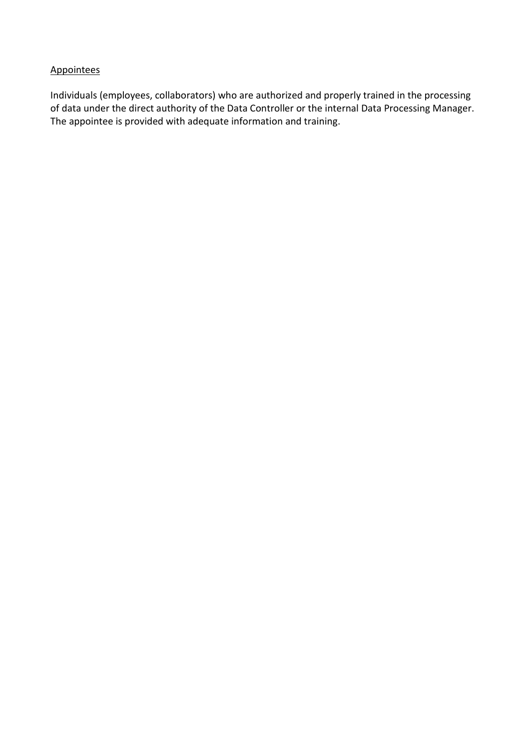Appointees

Individuals (employees, collaborators) who are authorized and properly trained in the processing of data under the direct authority of the Data Controller or the internal Data Processing Manager. The appointee is provided with adequate information and training.